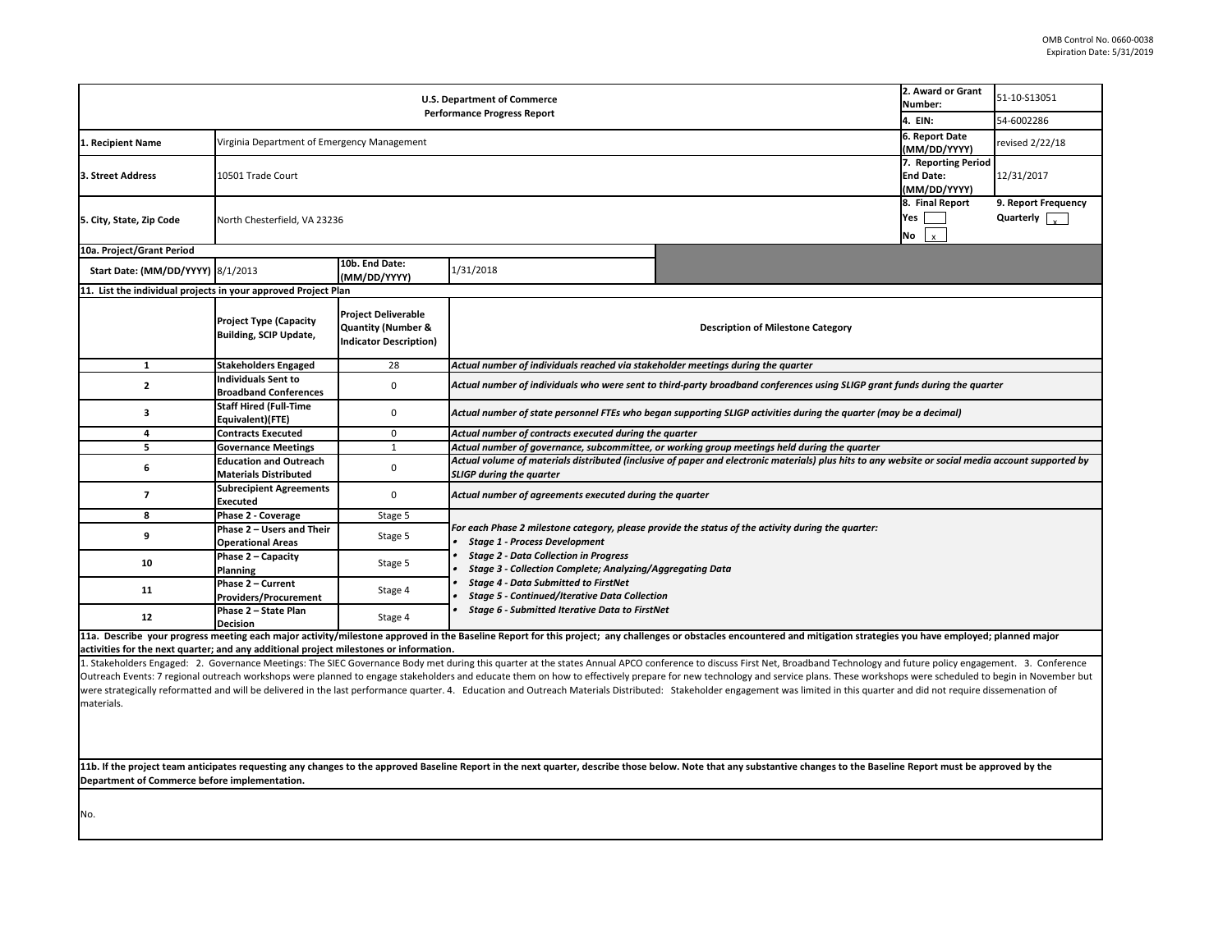OMB Control No. 0660-0038
Expiration Date: 5/31/2019

| U.S. Department of Commerce<br>Performance Progress Report | | | 2. Award or Grant Number: | 51-10-S13051 |
|---|---|---|---|---|
| | | | 4. EIN: | 54-6002286 |
| 1. Recipient Name | Virginia Department of Emergency Management | | 6. Report Date (MM/DD/YYYY) | revised 2/22/18 |
| 3. Street Address | 10501 Trade Court | | 7. Reporting Period End Date: (MM/DD/YYYY) | 12/31/2017 |
| 5. City, State, Zip Code | North Chesterfield, VA 23236 | | 8. Final Report<br>Yes [ ]<br>No [x] | 9. Report Frequency<br>Quarterly [x] |
| 10a. Project/Grant Period | | | | |
| Start Date: (MM/DD/YYYY) | 8/1/2013 | 10b. End Date: (MM/DD/YYYY) | 1/31/2018 | |

**11. List the individual projects in your approved Project Plan**

| | Project Type (Capacity Building, SCIP Update, | Project Deliverable Quantity (Number & Indicator Description) | Description of Milestone Category |
|---|---|---|---|
| 1 | Stakeholders Engaged | 28 | *Actual number of individuals reached via stakeholder meetings during the quarter* |
| 2 | Individuals Sent to Broadband Conferences | 0 | *Actual number of individuals who were sent to third-party broadband conferences using SLIGP grant funds during the quarter* |
| 3 | Staff Hired (Full-Time Equivalent)(FTE) | 0 | *Actual number of state personnel FTEs who began supporting SLIGP activities during the quarter (may be a decimal)* |
| 4 | Contracts Executed | 0 | *Actual number of contracts executed during the quarter* |
| 5 | Governance Meetings | 1 | *Actual number of governance, subcommittee, or working group meetings held during the quarter* |
| 6 | Education and Outreach Materials Distributed | 0 | *Actual volume of materials distributed (inclusive of paper and electronic materials) plus hits to any website or social media account supported by SLIGP during the quarter* |
| 7 | Subrecipient Agreements Executed | 0 | *Actual number of agreements executed during the quarter* |
| 8 | Phase 2 - Coverage | Stage 5 | *For each Phase 2 milestone category, please provide the status of the activity during the quarter:*<br>• *Stage 1 - Process Development*<br>• *Stage 2 - Data Collection in Progress*<br>• *Stage 3 - Collection Complete; Analyzing/Aggregating Data*<br>• *Stage 4 - Data Submitted to FirstNet*<br>• *Stage 5 - Continued/Iterative Data Collection*<br>• *Stage 6 - Submitted Iterative Data to FirstNet* |
| 9 | Phase 2 – Users and Their Operational Areas | Stage 5 | |
| 10 | Phase 2 – Capacity Planning | Stage 5 | |
| 11 | Phase 2 – Current Providers/Procurement | Stage 4 | |
| 12 | Phase 2 – State Plan Decision | Stage 4 | |

**11a. Describe your progress meeting each major activity/milestone approved in the Baseline Report for this project; any challenges or obstacles encountered and mitigation strategies you have employed; planned major activities for the next quarter; and any additional project milestones or information.**

1. Stakeholders Engaged: 2. Governance Meetings: The SIEC Governance Body met during this quarter at the states Annual APCO conference to discuss First Net, Broadband Technology and future policy engagement. 3. Conference Outreach Events: 7 regional outreach workshops were planned to engage stakeholders and educate them on how to effectively prepare for new technology and service plans. These workshops were scheduled to begin in November but were strategically reformatted and will be delivered in the last performance quarter. 4. Education and Outreach Materials Distributed: Stakeholder engagement was limited in this quarter and did not require dissemenation of materials.

**11b. If the project team anticipates requesting any changes to the approved Baseline Report in the next quarter, describe those below. Note that any substantive changes to the Baseline Report must be approved by the Department of Commerce before implementation.**

No.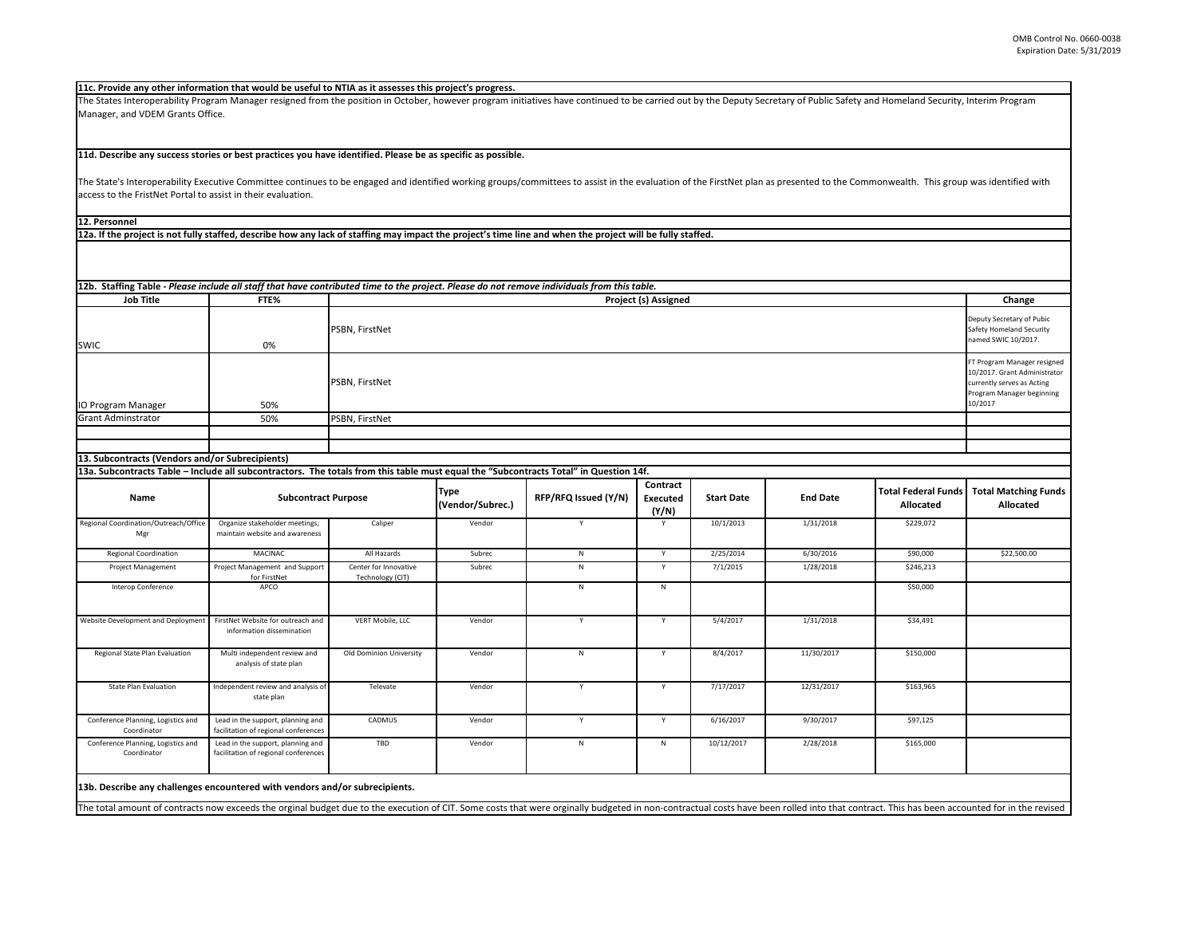**11c. Provide any other information that would be useful to NTIA as it assesses this project's progress.**

The States Interoperability Program Manager resigned from the position in October, however program initiatives have continued to be carried out by the Deputy Secretary of Public Safety and Homeland Security, Interim Program Manager, and VDEM Grants Office.

**11d. Describe any success stories or best practices you have identified. Please be as specific as possible.**

The State's Interoperability Executive Committee continues to be engaged and identified working groups/committees to assist in the evaluation of the FirstNet plan as presented to the Commonwealth. This group was identified with access to the FristNet Portal to assist in their evaluation.

**12. Personnel**

**12a. If the project is not fully staffed, describe how any lack of staffing may impact the project's time line and when the project will be fully staffed.**

**12b. Staffing Table** - *Please include all staff that have contributed time to the project. Please do not remove individuals from this table.*

| Job Title | FTE% | Project (s) Assigned | Change |
|---|---|---|---|
| SWIC | 0% | PSBN, FirstNet | Deputy Secretary of Pubic Safety Homeland Security named SWIC 10/2017. |
| IO Program Manager | 50% | PSBN, FirstNet | FT Program Manager resigned 10/2017. Grant Administrator currently serves as Acting Program Manager beginning 10/2017 |
| Grant Adminstrator | 50% | PSBN, FirstNet | |
| | | | |
| | | | |

**13. Subcontracts (Vendors and/or Subrecipients)**

**13a. Subcontracts Table – Include all subcontractors. The totals from this table must equal the "Subcontracts Total" in Question 14f.**

| Name | Subcontract Purpose | | Type (Vendor/Subrec.) | RFP/RFQ Issued (Y/N) | Contract Executed (Y/N) | Start Date | End Date | Total Federal Funds Allocated | Total Matching Funds Allocated |
|---|---|---|---|---|---|---|---|---|---|
| Regional Coordination/Outreach/Office Mgr | Organize stakeholder meetings; maintain website and awareness | Caliper | Vendor | Y | Y | 10/1/2013 | 1/31/2018 | $229,072 | |
| Regional Coordination | MACINAC | All Hazards | Subrec | N | Y | 2/25/2014 | 6/30/2016 | $90,000 | $22,500.00 |
| Project Management | Project Management and Support for FirstNet | Center for Innovative Technology (CIT) | Subrec | N | Y | 7/1/2015 | 1/28/2018 | $246,213 | |
| Interop Conference | APCO | | | N | N | | | $50,000 | |
| Website Development and Deployment | FirstNet Website for outreach and information dissemination | VERT Mobile, LLC | Vendor | Y | Y | 5/4/2017 | 1/31/2018 | $34,491 | |
| Regional State Plan Evaluation | Multi independent review and analysis of state plan | Old Dominion University | Vendor | N | Y | 8/4/2017 | 11/30/2017 | $150,000 | |
| State Plan Evaluation | Independent review and analysis of state plan | Televate | Vendor | Y | Y | 7/17/2017 | 12/31/2017 | $163,965 | |
| Conference Planning, Logistics and Coordinator | Lead in the support, planning and facilitation of regional conferences | CADMUS | Vendor | Y | Y | 6/16/2017 | 9/30/2017 | $97,125 | |
| Conference Planning, Logistics and Coordinator | Lead in the support, planning and facilitation of regional conferences | TBD | Vendor | N | N | 10/12/2017 | 2/28/2018 | $165,000 | |

**13b. Describe any challenges encountered with vendors and/or subrecipients.**

The total amount of contracts now exceeds the orginal budget due to the execution of CIT. Some costs that were orginally budgeted in non-contractual costs have been rolled into that contract. This has been accounted for in the revised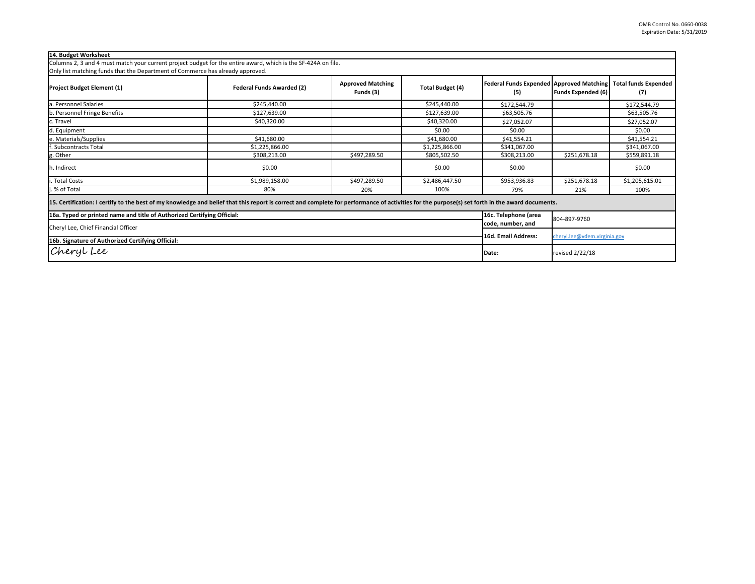OMB Control No. 0660-0038
Expiration Date: 5/31/2019

**14. Budget Worksheet**

Columns 2, 3 and 4 must match your current project budget for the entire award, which is the SF-424A on file.
Only list matching funds that the Department of Commerce has already approved.

| Project Budget Element (1) | Federal Funds Awarded (2) | Approved Matching Funds (3) | Total Budget (4) | Federal Funds Expended (5) | Approved Matching Funds Expended (6) | Total funds Expended (7) |
|---|---|---|---|---|---|---|
| a. Personnel Salaries | $245,440.00 | | $245,440.00 | $172,544.79 | | $172,544.79 |
| b. Personnel Fringe Benefits | $127,639.00 | | $127,639.00 | $63,505.76 | | $63,505.76 |
| c. Travel | $40,320.00 | | $40,320.00 | $27,052.07 | | $27,052.07 |
| d. Equipment | | | $0.00 | $0.00 | | $0.00 |
| e. Materials/Supplies | $41,680.00 | | $41,680.00 | $41,554.21 | | $41,554.21 |
| f. Subcontracts Total | $1,225,866.00 | | $1,225,866.00 | $341,067.00 | | $341,067.00 |
| g. Other | $308,213.00 | $497,289.50 | $805,502.50 | $308,213.00 | $251,678.18 | $559,891.18 |
| h. Indirect | $0.00 | | $0.00 | $0.00 | | $0.00 |
| i. Total Costs | $1,989,158.00 | $497,289.50 | $2,486,447.50 | $953,936.83 | $251,678.18 | $1,205,615.01 |
| j. % of Total | 80% | 20% | 100% | 79% | 21% | 100% |

**15. Certification: I certify to the best of my knowledge and belief that this report is correct and complete for performance of activities for the purpose(s) set forth in the award documents.**

| | | |
|---|---|---|
| **16a. Typed or printed name and title of Authorized Certifying Official:** Cheryl Lee, Chief Financial Officer | **16c. Telephone (area code, number, and** | 804-897-9760 |
| **16b. Signature of Authorized Certifying Official:** | **16d. Email Address:** | cheryl.lee@vdem.virginia.gov |
| Cheryl Lee | **Date:** | revised 2/22/18 |